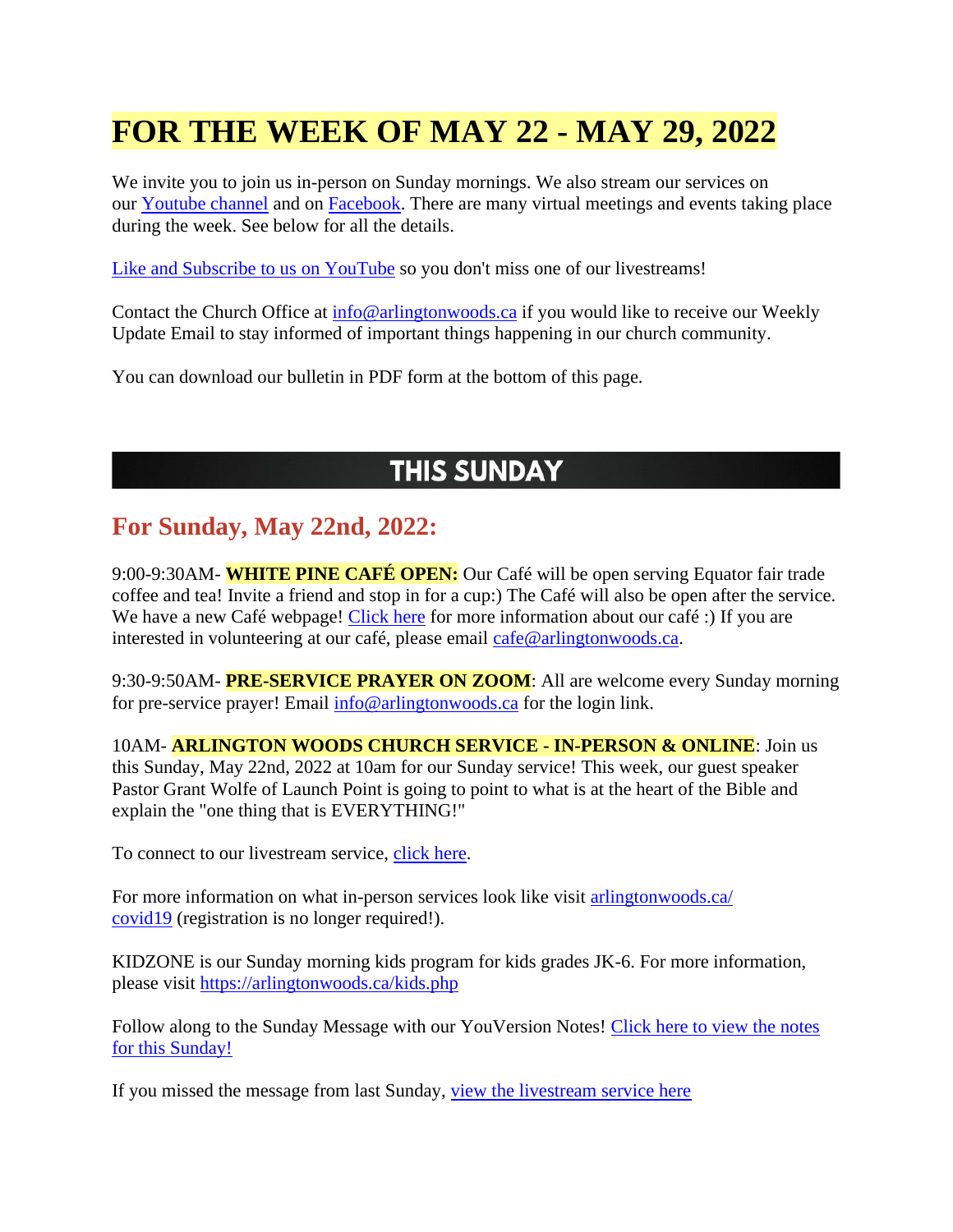# FOR THE WEEK OF MAY 22 - MAY 29, 2022

We invite you to join us in-person on Sunday mornings. We also stream our services on our Youtube channel and on Facebook. There are many virtual meetings and events taking place during the week. See below for all the details.

Like and Subscribe to us on YouTube so you don't miss one of our livestreams!

Contact the Church Office at info@arlingtonwoods.ca if you would like to receive our Weekly Update Email to stay informed of important things happening in our church community.

You can download our bulletin in PDF form at the bottom of this page.

## THIS SUNDAY

### For Sunday, May 22nd, 2022:

9:00-9:30AM- **WHITE PINE CAFÉ OPEN:** Our Café will be open serving Equator fair trade coffee and tea! Invite a friend and stop in for a cup:) The Café will also be open after the service. We have a new Café webpage! Click here for more information about our café :) If you are interested in volunteering at our café, please email cafe@arlingtonwoods.ca.

9:30-9:50AM- **PRE-SERVICE PRAYER ON ZOOM**: All are welcome every Sunday morning for pre-service prayer! Email info@arlingtonwoods.ca for the login link.

10AM- **ARLINGTON WOODS CHURCH SERVICE - IN-PERSON & ONLINE**: Join us this Sunday, May 22nd, 2022 at 10am for our Sunday service! This week, our guest speaker Pastor Grant Wolfe of Launch Point is going to point to what is at the heart of the Bible and explain the "one thing that is EVERYTHING!"

To connect to our livestream service, click here.

For more information on what in-person services look like visit arlingtonwoods.ca/covid19 (registration is no longer required!).

KIDZONE is our Sunday morning kids program for kids grades JK-6. For more information, please visit https://arlingtonwoods.ca/kids.php

Follow along to the Sunday Message with our YouVersion Notes! Click here to view the notes for this Sunday!

If you missed the message from last Sunday, view the livestream service here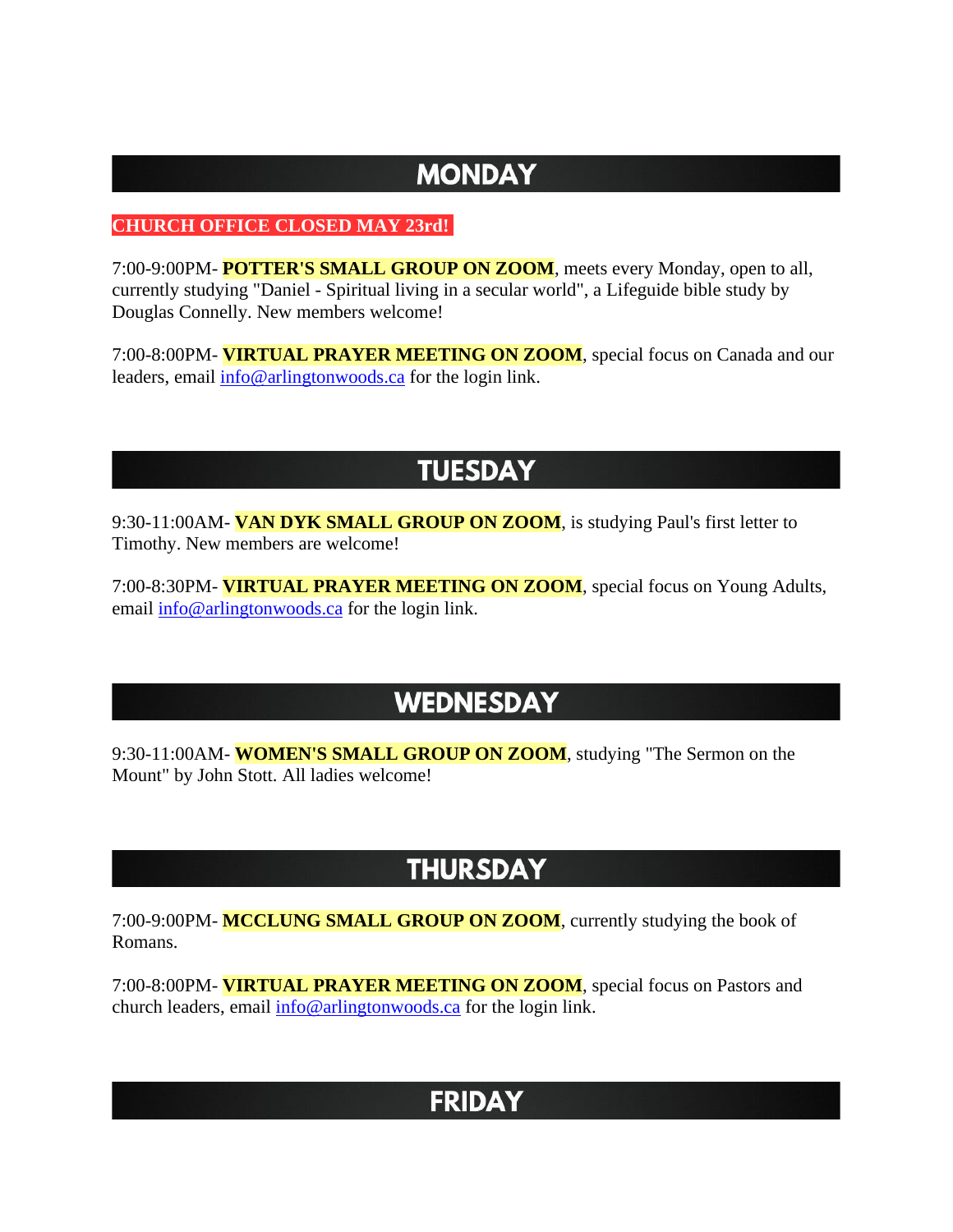## MONDAY

**CHURCH OFFICE CLOSED MAY 23rd!**

7:00-9:00PM- **POTTER'S SMALL GROUP ON ZOOM**, meets every Monday, open to all, currently studying "Daniel - Spiritual living in a secular world", a Lifeguide bible study by Douglas Connelly. New members welcome!

7:00-8:00PM- **VIRTUAL PRAYER MEETING ON ZOOM**, special focus on Canada and our leaders, email info@arlingtonwoods.ca for the login link.

## TUESDAY

9:30-11:00AM- **VAN DYK SMALL GROUP ON ZOOM**, is studying Paul's first letter to Timothy. New members are welcome!

7:00-8:30PM- **VIRTUAL PRAYER MEETING ON ZOOM**, special focus on Young Adults, email info@arlingtonwoods.ca for the login link.

## WEDNESDAY

9:30-11:00AM- **WOMEN'S SMALL GROUP ON ZOOM**, studying "The Sermon on the Mount" by John Stott. All ladies welcome!

## THURSDAY

7:00-9:00PM- **MCCLUNG SMALL GROUP ON ZOOM**, currently studying the book of Romans.

7:00-8:00PM- **VIRTUAL PRAYER MEETING ON ZOOM**, special focus on Pastors and church leaders, email info@arlingtonwoods.ca for the login link.

## FRIDAY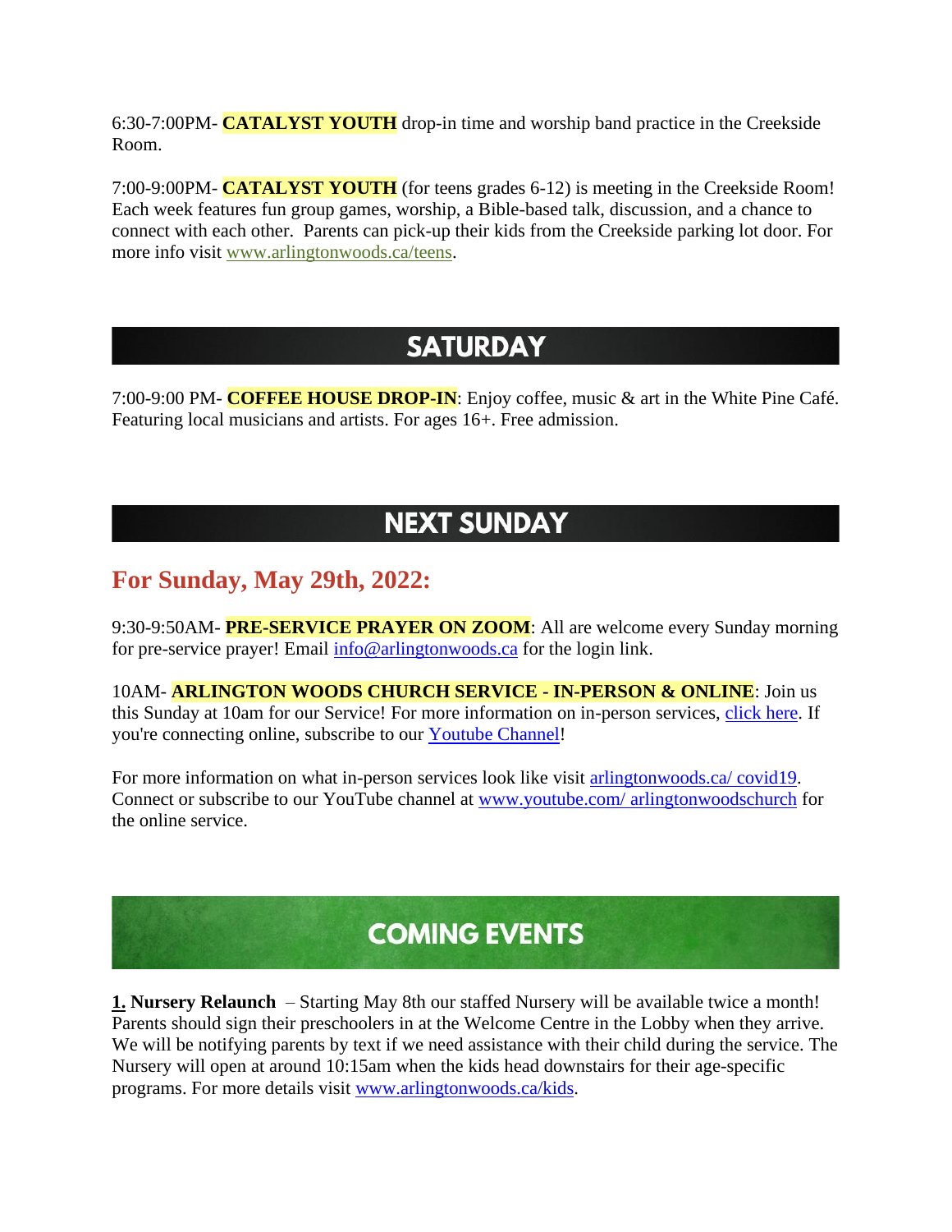6:30-7:00PM- **CATALYST YOUTH** drop-in time and worship band practice in the Creekside Room.

7:00-9:00PM- **CATALYST YOUTH** (for teens grades 6-12) is meeting in the Creekside Room! Each week features fun group games, worship, a Bible-based talk, discussion, and a chance to connect with each other.  Parents can pick-up their kids from the Creekside parking lot door. For more info visit www.arlingtonwoods.ca/teens.

## SATURDAY

7:00-9:00 PM- **COFFEE HOUSE DROP-IN**: Enjoy coffee, music & art in the White Pine Café. Featuring local musicians and artists. For ages 16+. Free admission.

## NEXT SUNDAY

### For Sunday, May 29th, 2022:

9:30-9:50AM- **PRE-SERVICE PRAYER ON ZOOM**: All are welcome every Sunday morning for pre-service prayer! Email info@arlingtonwoods.ca for the login link.

10AM- **ARLINGTON WOODS CHURCH SERVICE - IN-PERSON & ONLINE**: Join us this Sunday at 10am for our Service! For more information on in-person services, click here. If you're connecting online, subscribe to our Youtube Channel!

For more information on what in-person services look like visit arlingtonwoods.ca/ covid19. Connect or subscribe to our YouTube channel at www.youtube.com/ arlingtonwoodschurch for the online service.

## COMING EVENTS

**1. Nursery Relaunch** – Starting May 8th our staffed Nursery will be available twice a month! Parents should sign their preschoolers in at the Welcome Centre in the Lobby when they arrive. We will be notifying parents by text if we need assistance with their child during the service. The Nursery will open at around 10:15am when the kids head downstairs for their age-specific programs. For more details visit www.arlingtonwoods.ca/kids.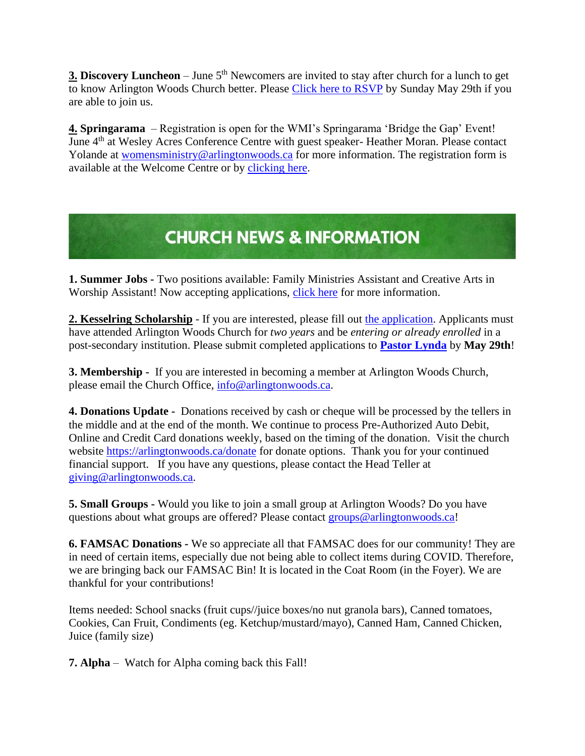**3.** **Discovery Luncheon** – June 5th Newcomers are invited to stay after church for a lunch to get to know Arlington Woods Church better. Please Click here to RSVP by Sunday May 29th if you are able to join us.

**4.** **Springarama** – Registration is open for the WMI's Springarama 'Bridge the Gap' Event! June 4th at Wesley Acres Conference Centre with guest speaker- Heather Moran. Please contact Yolande at womensministry@arlingtonwoods.ca for more information. The registration form is available at the Welcome Centre or by clicking here.

## CHURCH NEWS & INFORMATION

**1. Summer Jobs -** Two positions available: Family Ministries Assistant and Creative Arts in Worship Assistant! Now accepting applications, click here for more information.

**2. Kesselring Scholarship** - If you are interested, please fill out the application. Applicants must have attended Arlington Woods Church for *two years* and be *entering or already enrolled* in a post-secondary institution. Please submit completed applications to **Pastor Lynda** by **May 29th**!

**3. Membership -** If you are interested in becoming a member at Arlington Woods Church, please email the Church Office, info@arlingtonwoods.ca.

**4. Donations Update -** Donations received by cash or cheque will be processed by the tellers in the middle and at the end of the month. We continue to process Pre-Authorized Auto Debit, Online and Credit Card donations weekly, based on the timing of the donation. Visit the church website https://arlingtonwoods.ca/donate for donate options. Thank you for your continued financial support. If you have any questions, please contact the Head Teller at giving@arlingtonwoods.ca.

**5. Small Groups -** Would you like to join a small group at Arlington Woods? Do you have questions about what groups are offered? Please contact groups@arlingtonwoods.ca!

**6. FAMSAC Donations -** We so appreciate all that FAMSAC does for our community! They are in need of certain items, especially due not being able to collect items during COVID. Therefore, we are bringing back our FAMSAC Bin! It is located in the Coat Room (in the Foyer). We are thankful for your contributions!

Items needed: School snacks (fruit cups//juice boxes/no nut granola bars), Canned tomatoes, Cookies, Can Fruit, Condiments (eg. Ketchup/mustard/mayo), Canned Ham, Canned Chicken, Juice (family size)

**7. Alpha** – Watch for Alpha coming back this Fall!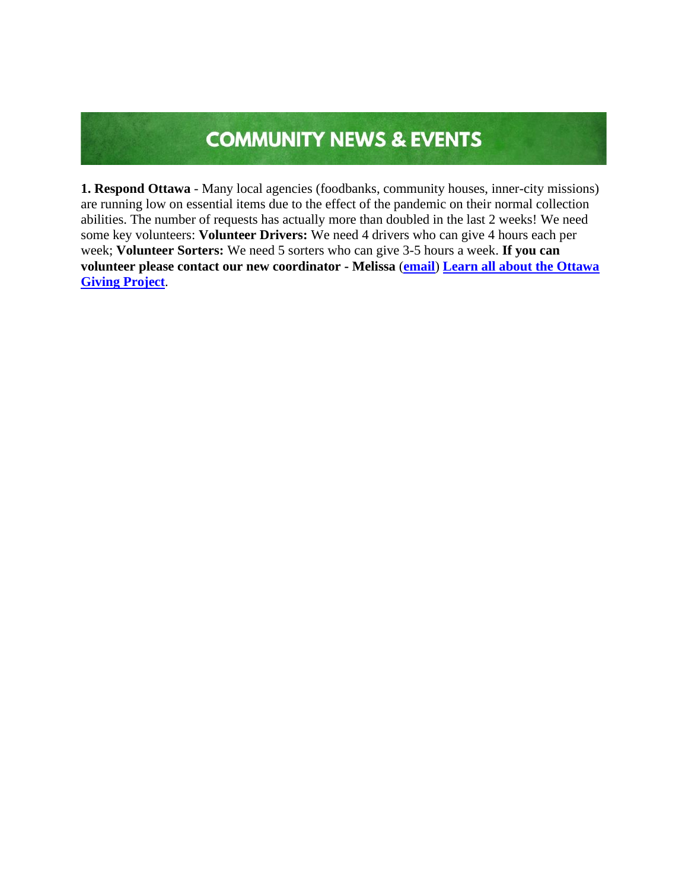## COMMUNITY NEWS & EVENTS

**1. Respond Ottawa** - Many local agencies (foodbanks, community houses, inner-city missions) are running low on essential items due to the effect of the pandemic on their normal collection abilities. The number of requests has actually more than doubled in the last 2 weeks! We need some key volunteers: **Volunteer Drivers:** We need 4 drivers who can give 4 hours each per week; **Volunteer Sorters:** We need 5 sorters who can give 3-5 hours a week. **If you can volunteer please contact our new coordinator - Melissa** (**email**) **Learn all about the Ottawa Giving Project**.